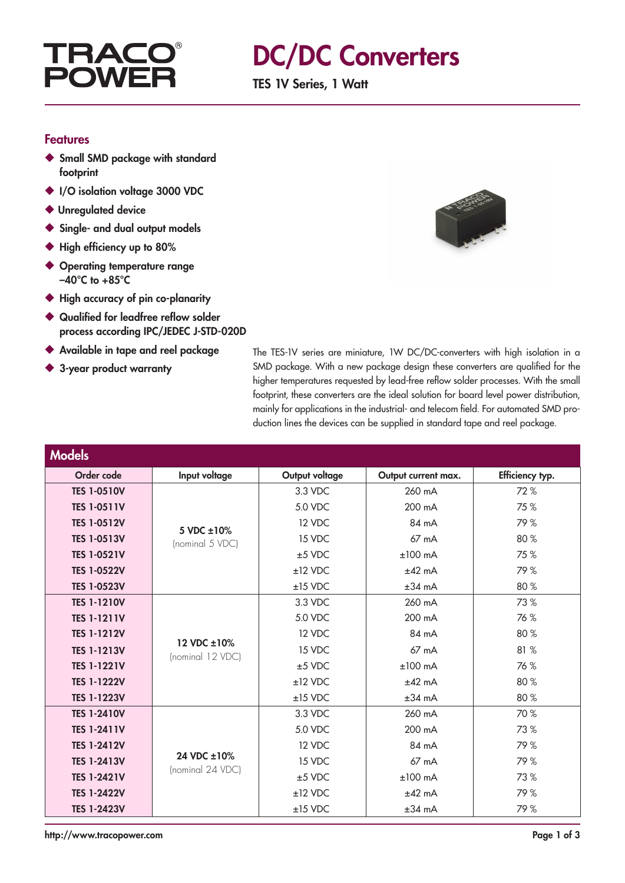# TRACO POWER

# DC/DC Converters

**TES 1V Series, 1 Watt**

## Features

- Small SMD package with standard footprint
- I/O isolation voltage 3000 VDC
- Unregulated device
- Single- and dual output models
- High efficiency up to 80%
- Operating temperature range –40°C to +85°C
- High accuracy of pin co-planarity
- Qualified for leadfree reflow solder process according IPC/JEDEC J-STD-020D
- Available in tape and reel package
- 3-year product warranty

The TES-1V series are miniature, 1W DC/DC-converters with high isolation in a SMD package. With a new package design these converters are qualified for the higher temperatures requested by lead-free reflow solder processes. With the small footprint, these converters are the ideal solution for board level power distribution, mainly for applications in the industrial- and telecom field. For automated SMD production lines the devices can be supplied in standard tape and reel package.

## Models

| Order code | Input voltage | Output voltage | Output current max. | Efficiency typ. |
|---|---|---|---|---|
| **TES 1-0510V** | **5 VDC ±10%** (nominal 5 VDC) | 3.3 VDC | 260 mA | 72 % |
| **TES 1-0511V** | | 5.0 VDC | 200 mA | 75 % |
| **TES 1-0512V** | | 12 VDC | 84 mA | 79 % |
| **TES 1-0513V** | | 15 VDC | 67 mA | 80 % |
| **TES 1-0521V** | | ±5 VDC | ±100 mA | 75 % |
| **TES 1-0522V** | | ±12 VDC | ±42 mA | 79 % |
| **TES 1-0523V** | | ±15 VDC | ±34 mA | 80 % |
| **TES 1-1210V** | **12 VDC ±10%** (nominal 12 VDC) | 3.3 VDC | 260 mA | 73 % |
| **TES 1-1211V** | | 5.0 VDC | 200 mA | 76 % |
| **TES 1-1212V** | | 12 VDC | 84 mA | 80 % |
| **TES 1-1213V** | | 15 VDC | 67 mA | 81 % |
| **TES 1-1221V** | | ±5 VDC | ±100 mA | 76 % |
| **TES 1-1222V** | | ±12 VDC | ±42 mA | 80 % |
| **TES 1-1223V** | | ±15 VDC | ±34 mA | 80 % |
| **TES 1-2410V** | **24 VDC ±10%** (nominal 24 VDC) | 3.3 VDC | 260 mA | 70 % |
| **TES 1-2411V** | | 5.0 VDC | 200 mA | 73 % |
| **TES 1-2412V** | | 12 VDC | 84 mA | 79 % |
| **TES 1-2413V** | | 15 VDC | 67 mA | 79 % |
| **TES 1-2421V** | | ±5 VDC | ±100 mA | 73 % |
| **TES 1-2422V** | | ±12 VDC | ±42 mA | 79 % |
| **TES 1-2423V** | | ±15 VDC | ±34 mA | 79 % |

http://www.tracopower.com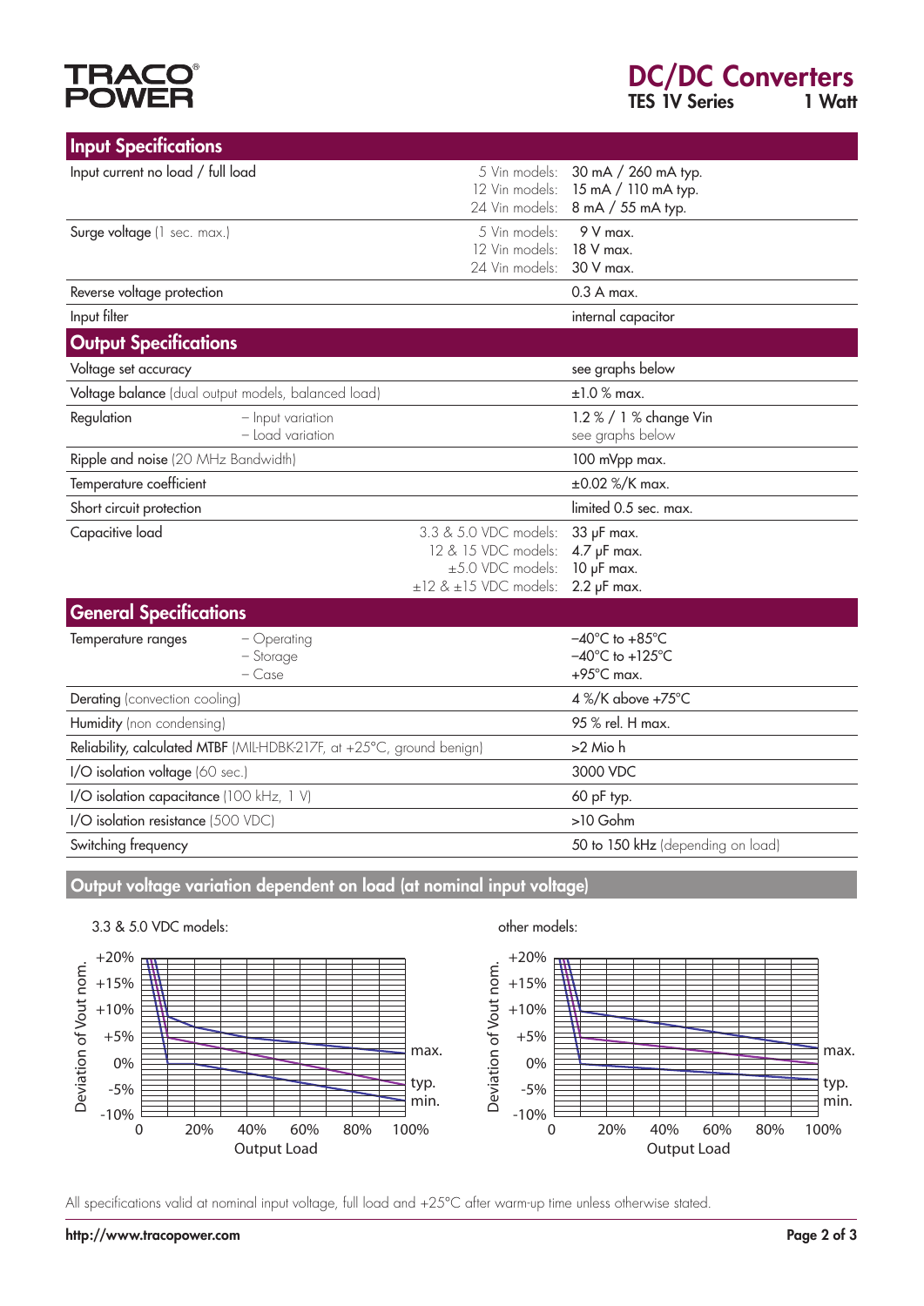## Input Specifications

| | | |
|---|---|---|
| Input current no load / full load | 5 Vin models:<br>12 Vin models:<br>24 Vin models: | 30 mA / 260 mA typ.<br>15 mA / 110 mA typ.<br>8 mA / 55 mA typ. |
| Surge voltage (1 sec. max.) | 5 Vin models:<br>12 Vin models:<br>24 Vin models: | 9 V max.<br>18 V max.<br>30 V max. |
| Reverse voltage protection | | 0.3 A max. |
| Input filter | | internal capacitor |

## Output Specifications

| | | |
|---|---|---|
| Voltage set accuracy | | see graphs below |
| Voltage balance (dual output models, balanced load) | | ±1.0 % max. |
| Regulation | – Input variation<br>– Load variation | 1.2 % / 1 % change Vin<br>see graphs below |
| Ripple and noise (20 MHz Bandwidth) | | 100 mVpp max. |
| Temperature coefficient | | ±0.02 %/K max. |
| Short circuit protection | | limited 0.5 sec. max. |
| Capacitive load | 3.3 & 5.0 VDC models:<br>12 & 15 VDC models:<br>±5.0 VDC models:<br>±12 & ±15 VDC models: | 33 µF max.<br>4.7 µF max.<br>10 µF max.<br>2.2 µF max. |

## General Specifications

| | | |
|---|---|---|
| Temperature ranges | – Operating<br>– Storage<br>– Case | –40°C to +85°C<br>–40°C to +125°C<br>+95°C max. |
| Derating (convection cooling) | | 4 %/K above +75°C |
| Humidity (non condensing) | | 95 % rel. H max. |
| Reliability, calculated MTBF (MIL-HDBK-217F, at +25°C, ground benign) | | >2 Mio h |
| I/O isolation voltage (60 sec.) | | 3000 VDC |
| I/O isolation capacitance (100 kHz, 1 V) | | 60 pF typ. |
| I/O isolation resistance (500 VDC) | | >10 Gohm |
| Switching frequency | | 50 to 150 kHz (depending on load) |

## Output voltage variation dependent on load (at nominal input voltage)

3.3 & 5.0 VDC models:

other models:

All specifications valid at nominal input voltage, full load and +25°C after warm-up time unless otherwise stated.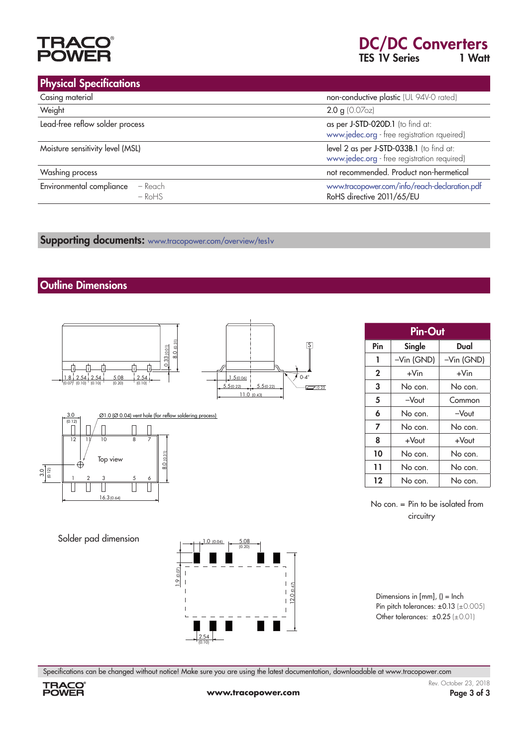## Physical Specifications

| | |
|---|---|
| Casing material | non-conductive plastic (UL 94V-0 rated) |
| Weight | 2.0 g (0.07oz) |
| Lead-free reflow solder process | as per J-STD-020D.1 (to find at: www.jedec.org - free registration rqueired) |
| Moisture sensitivity level (MSL) | level 2 as per J-STD-033B.1 (to find at: www.jedec.org - free registration required) |
| Washing process | not recommended. Product non-hermetical |
| Environmental compliance – Reach | www.tracopower.com/info/reach-declaration.pdf |
| – RoHS | RoHS directive 2011/65/EU |

## Supporting documents: www.tracopower.com/overview/tes1v

## Outline Dimensions

0.33 (0.01)
8.0 (0.31)
1.8 (0.07) 2.54 (0.10) 2.54 (0.10) 5.08 (0.20) 2.54 (0.10)

1.5 (0.06)
5.5 (0.22) 5.5 (0.22)
11.0 (0.43)
0-4°
S
0.25

3.0 (0.12)
Ø1.0 (Ø 0.04) vent hole (for reflow soldering process)
12 11 10 8 7
Top view
1 2 3 5 6
8.0 (0.31)
3.0 (0.12)
16.3 (0.64)

Solder pad dimension

1.0 (0.04)
5.08 (0.20)
1.9 (0.07)
12.0 (0.47)
2.54 (0.10)

| Pin-Out | | |
|---|---|---|
| **Pin** | **Single** | **Dual** |
| 1 | –Vin (GND) | –Vin (GND) |
| 2 | +Vin | +Vin |
| 3 | No con. | No con. |
| 5 | –Vout | Common |
| 6 | No con. | –Vout |
| 7 | No con. | No con. |
| 8 | +Vout | +Vout |
| 10 | No con. | No con. |
| 11 | No con. | No con. |
| 12 | No con. | No con. |

No con. = Pin to be isolated from circuitry

Dimensions in [mm], () = Inch
Pin pitch tolerances: ±0.13 (±0.005)
Other tolerances: ±0.25 (±0.01)

Specifications can be changed without notice! Make sure you are using the latest documentation, downloadable at www.tracopower.com

Rev. October 23, 2018